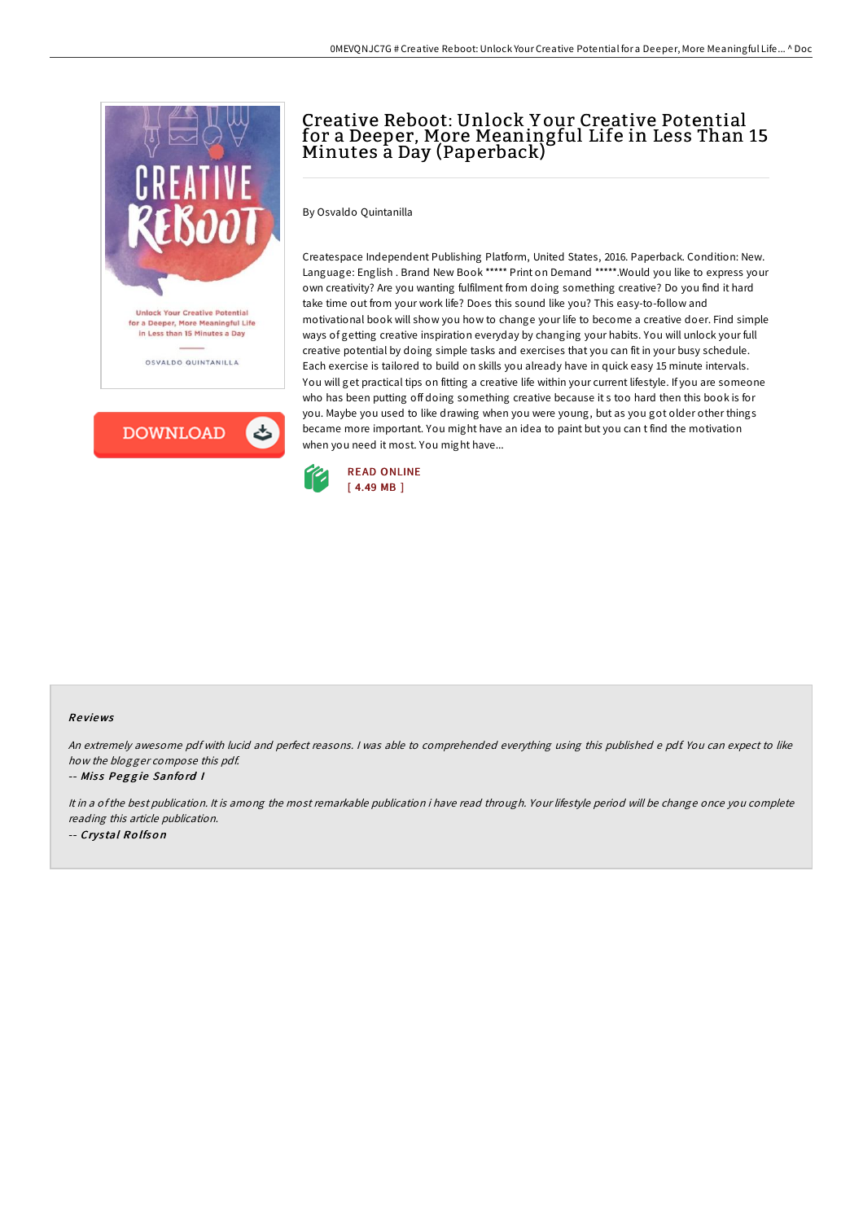# Creative Reboot: Unlock Your Creative Potential for a Deeper, More Meaningful Life in Less Than 15 Minutes a Day (Paperback)

By Osvaldo Quintanilla

Createspace Independent Publishing Platform, United States, 2016. Paperback. Condition: New. Language: English . Brand New Book ***** Print on Demand *****.Would you like to express your own creativity? Are you wanting fulfilment from doing something creative? Do you find it hard take time out from your work life? Does this sound like you? This easy-to-follow and motivational book will show you how to change your life to become a creative doer. Find simple ways of getting creative inspiration everyday by changing your habits. You will unlock your full creative potential by doing simple tasks and exercises that you can fit in your busy schedule. Each exercise is tailored to build on skills you already have in quick easy 15 minute intervals. You will get practical tips on fitting a creative life within your current lifestyle. If you are someone who has been putting off doing something creative because it s too hard then this book is for you. Maybe you used to like drawing when you were young, but as you got older other things became more important. You might have an idea to paint but you can t find the motivation when you need it most. You might have...

READ ONLINE
[ 4.49 MB ]

### Reviews

*An extremely awesome pdf with lucid and perfect reasons. I was able to comprehended everything using this published e pdf. You can expect to like how the blogger compose this pdf.*

-- *Miss Peggie Sanford I*

*It in a of the best publication. It is among the most remarkable publication i have read through. Your lifestyle period will be change once you complete reading this article publication.*

-- *Crystal Rolfson*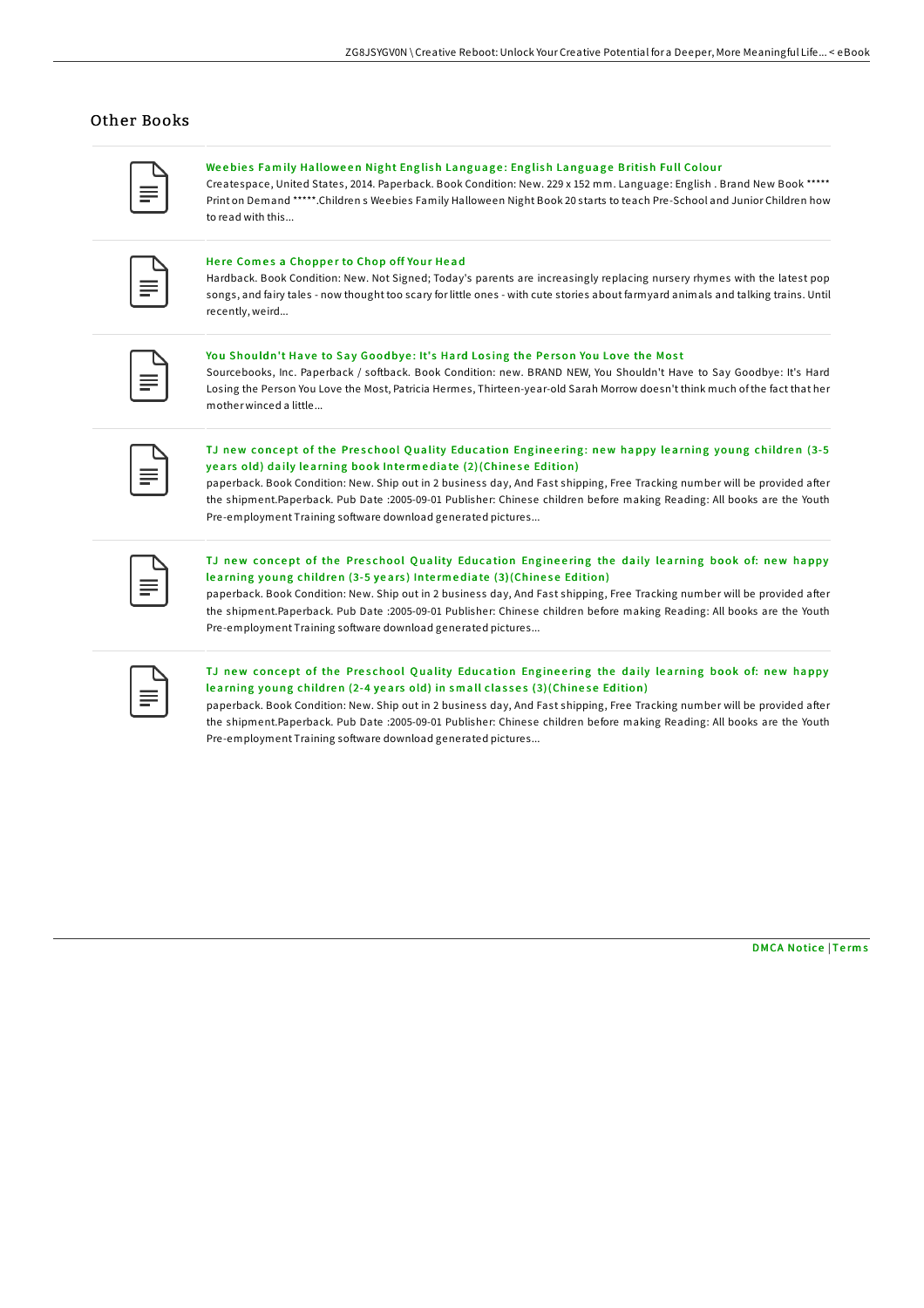## Other Books

### Weebies Family Halloween Night English Language: English Language British Full Colour

Createspace, United States, 2014. Paperback. Book Condition: New. 229 x 152 mm. Language: English . Brand New Book ***** Print on Demand *****.Children s Weebies Family Halloween Night Book 20 starts to teach Pre-School and Junior Children how to read with this...

### Here Comes a Chopper to Chop off Your Head

Hardback. Book Condition: New. Not Signed; Today's parents are increasingly replacing nursery rhymes with the latest pop songs, and fairy tales - now thought too scary for little ones - with cute stories about farmyard animals and talking trains. Until recently, weird...

### You Shouldn't Have to Say Goodbye: It's Hard Losing the Person You Love the Most

Sourcebooks, Inc. Paperback / softback. Book Condition: new. BRAND NEW, You Shouldn't Have to Say Goodbye: It's Hard Losing the Person You Love the Most, Patricia Hermes, Thirteen-year-old Sarah Morrow doesn't think much of the fact that her mother winced a little...

### TJ new concept of the Preschool Quality Education Engineering: new happy learning young children (3-5 years old) daily learning book Intermediate (2)(Chinese Edition)

paperback. Book Condition: New. Ship out in 2 business day, And Fast shipping, Free Tracking number will be provided after the shipment.Paperback. Pub Date :2005-09-01 Publisher: Chinese children before making Reading: All books are the Youth Pre-employment Training software download generated pictures...

### TJ new concept of the Preschool Quality Education Engineering the daily learning book of: new happy learning young children (3-5 years) Intermediate (3)(Chinese Edition)

paperback. Book Condition: New. Ship out in 2 business day, And Fast shipping, Free Tracking number will be provided after the shipment.Paperback. Pub Date :2005-09-01 Publisher: Chinese children before making Reading: All books are the Youth Pre-employment Training software download generated pictures...

### TJ new concept of the Preschool Quality Education Engineering the daily learning book of: new happy learning young children (2-4 years old) in small classes (3)(Chinese Edition)

paperback. Book Condition: New. Ship out in 2 business day, And Fast shipping, Free Tracking number will be provided after the shipment.Paperback. Pub Date :2005-09-01 Publisher: Chinese children before making Reading: All books are the Youth Pre-employment Training software download generated pictures...

DMCA Notice | Terms